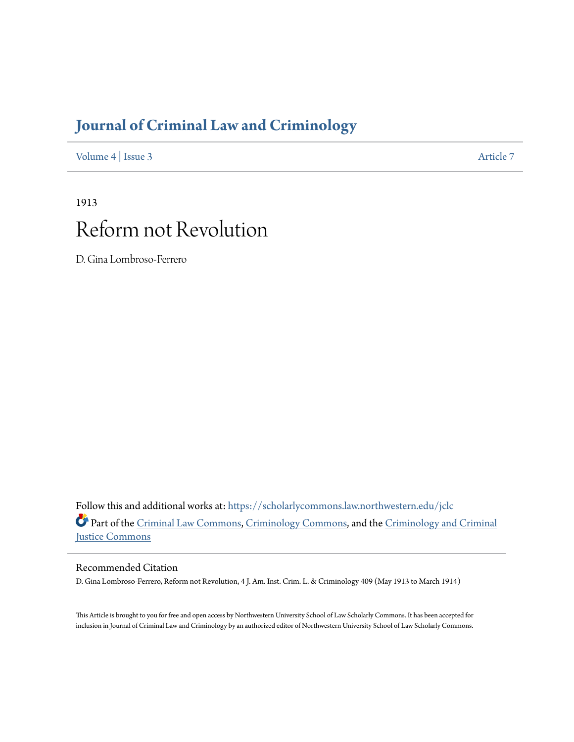# Journal of Criminal Law and Criminology

Volume 4 | Issue 3 Article 7

1913

# Reform not Revolution

D. Gina Lombroso-Ferrero

Follow this and additional works at: https://scholarlycommons.law.northwestern.edu/jclc

Part of the Criminal Law Commons, Criminology Commons, and the Criminology and Criminal Justice Commons

## Recommended Citation

D. Gina Lombroso-Ferrero, Reform not Revolution, 4 J. Am. Inst. Crim. L. & Criminology 409 (May 1913 to March 1914)

This Article is brought to you for free and open access by Northwestern University School of Law Scholarly Commons. It has been accepted for inclusion in Journal of Criminal Law and Criminology by an authorized editor of Northwestern University School of Law Scholarly Commons.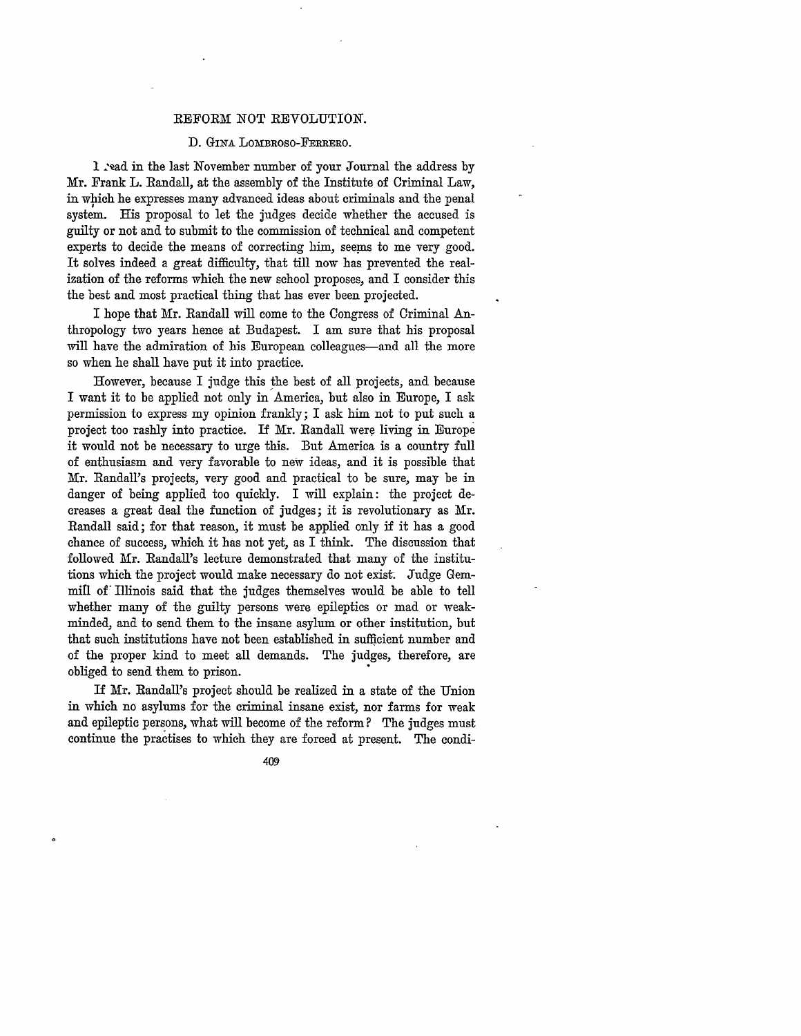## REFORM NOT REVOLUTION.

### D. GINA LOMBROSO-FERRERO.

I read in the last November number of your Journal the address by Mr. Frank L. Randall, at the assembly of the Institute of Criminal Law, in which he expresses many advanced ideas about criminals and the penal system. His proposal to let the judges decide whether the accused is guilty or not and to submit to the commission of technical and competent experts to decide the means of correcting him, seems to me very good. It solves indeed a great difficulty, that till now has prevented the realization of the reforms which the new school proposes, and I consider this the best and most practical thing that has ever been projected.

I hope that Mr. Randall will come to the Congress of Criminal Anthropology two years hence at Budapest. I am sure that his proposal will have the admiration of his European colleagues—and all the more so when he shall have put it into practice.

However, because I judge this the best of all projects, and because I want it to be applied not only in America, but also in Europe, I ask permission to express my opinion frankly; I ask him not to put such a project too rashly into practice. If Mr. Randall were living in Europe it would not be necessary to urge this. But America is a country full of enthusiasm and very favorable to new ideas, and it is possible that Mr. Randall's projects, very good and practical to be sure, may be in danger of being applied too quickly. I will explain: the project decreases a great deal the function of judges; it is revolutionary as Mr. Randall said; for that reason, it must be applied only if it has a good chance of success, which it has not yet, as I think. The discussion that followed Mr. Randall's lecture demonstrated that many of the institutions which the project would make necessary do not exist. Judge Gemmill of Illinois said that the judges themselves would be able to tell whether many of the guilty persons were epileptics or mad or weak-minded, and to send them to the insane asylum or other institution, but that such institutions have not been established in sufficient number and of the proper kind to meet all demands. The judges, therefore, are obliged to send them to prison.

If Mr. Randall's project should be realized in a state of the Union in which no asylums for the criminal insane exist, nor farms for weak and epileptic persons, what will become of the reform? The judges must continue the practises to which they are forced at present. The condi-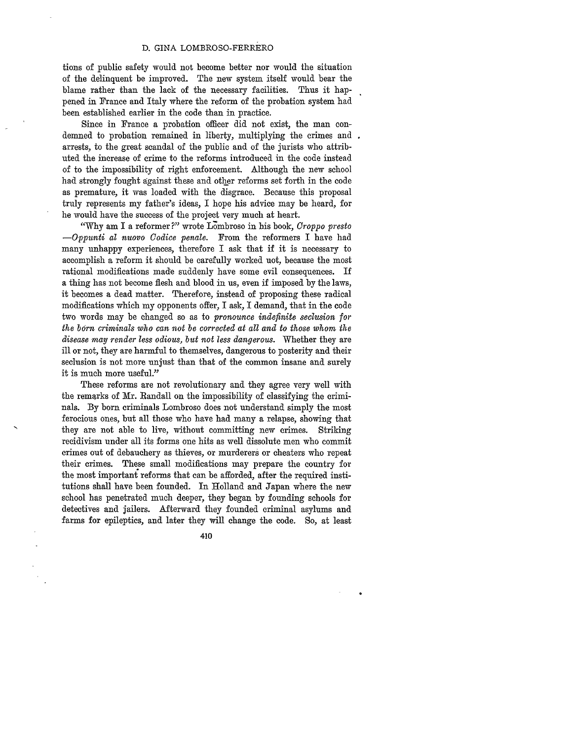tions of public safety would not become better nor would the situation of the delinquent be improved. The new system itself would bear the blame rather than the lack of the necessary facilities. Thus it happened in France and Italy where the reform of the probation system had been established earlier in the code than in practice.

Since in France a probation officer did not exist, the man condemned to probation remained in liberty, multiplying the crimes and arrests, to the great scandal of the public and of the jurists who attributed the increase of crime to the reforms introduced in the code instead of to the impossibility of right enforcement. Although the new school had strongly fought against these and other reforms set forth in the code as premature, it was loaded with the disgrace. Because this proposal truly represents my father's ideas, I hope his advice may be heard, for he would have the success of the project very much at heart.

"Why am I a reformer?" wrote Lombroso in his book, *Croppo presto —Oppunti al nuovo Codice penale*. From the reformers I have had many unhappy experiences, therefore I ask that if it is necessary to accomplish a reform it should be carefully worked uot, because the most rational modifications made suddenly have some evil consequences. If a thing has not become flesh and blood in us, even if imposed by the laws, it becomes a dead matter. Therefore, instead of proposing these radical modifications which my opponents offer, I ask, I demand, that in the code two words may be changed so as to *pronounce indefinite seclusion for the born criminals who can not be corrected at all and to those whom the disease may render less odious, but not less dangerous.* Whether they are ill or not, they are harmful to themselves, dangerous to posterity and their seclusion is not more unjust than that of the common insane and surely it is much more useful."

These reforms are not revolutionary and they agree very well with the remarks of Mr. Randall on the impossibility of classifying the criminals. By born criminals Lombroso does not understand simply the most ferocious ones, but all those who have had many a relapse, showing that they are not able to live, without committing new crimes. Striking recidivism under all its forms one hits as well dissolute men who commit crimes out of debauchery as thieves, or murderers or cheaters who repeat their crimes. These small modifications may prepare the country for the most important reforms that can be afforded, after the required institutions shall have been founded. In Holland and Japan where the new school has penetrated much deeper, they began by founding schools for detectives and jailers. Afterward they founded criminal asylums and farms for epileptics, and later they will change the code. So, at least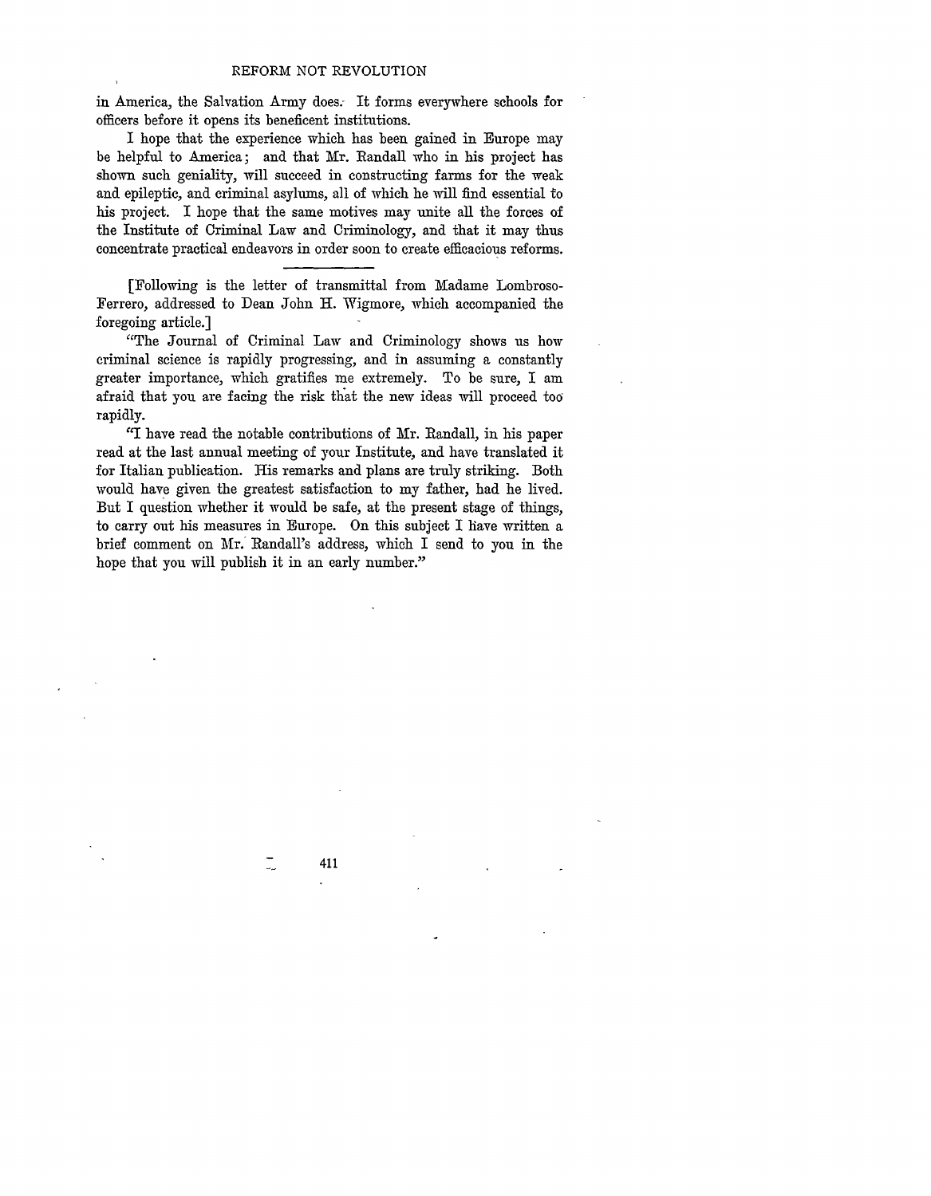in America, the Salvation Army does. It forms everywhere schools for officers before it opens its beneficent institutions.

I hope that the experience which has been gained in Europe may be helpful to America; and that Mr. Randall who in his project has shown such geniality, will succeed in constructing farms for the weak and epileptic, and criminal asylums, all of which he will find essential to his project. I hope that the same motives may unite all the forces of the Institute of Criminal Law and Criminology, and that it may thus concentrate practical endeavors in order soon to create efficacious reforms.

---

[Following is the letter of transmittal from Madame Lombroso-Ferrero, addressed to Dean John H. Wigmore, which accompanied the foregoing article.]

"The Journal of Criminal Law and Criminology shows us how criminal science is rapidly progressing, and in assuming a constantly greater importance, which gratifies me extremely. To be sure, I am afraid that you are facing the risk that the new ideas will proceed too rapidly.

"I have read the notable contributions of Mr. Randall, in his paper read at the last annual meeting of your Institute, and have translated it for Italian publication. His remarks and plans are truly striking. Both would have given the greatest satisfaction to my father, had he lived. But I question whether it would be safe, at the present stage of things, to carry out his measures in Europe. On this subject I have written a brief comment on Mr. Randall's address, which I send to you in the hope that you will publish it in an early number."